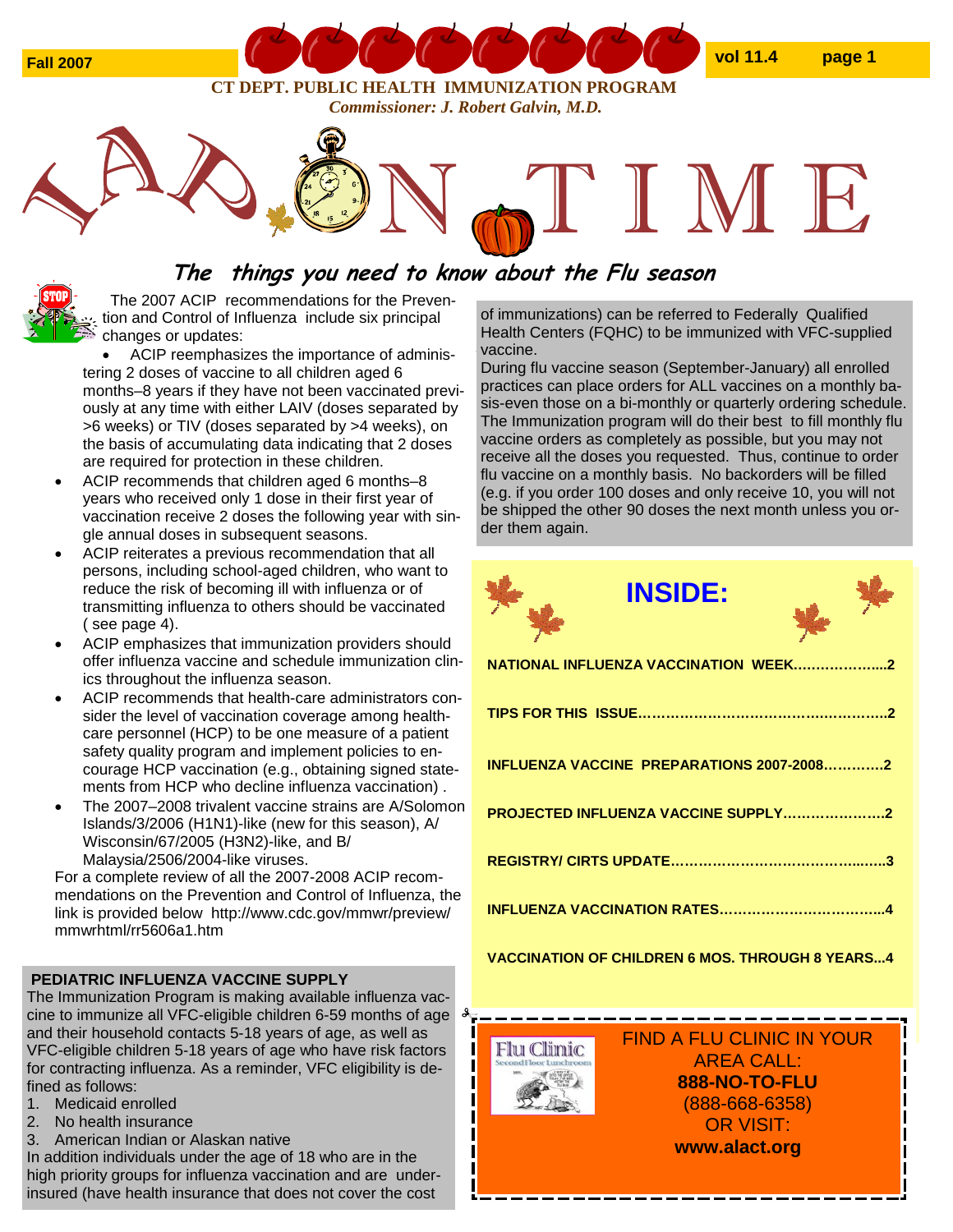Fall 2007

CT DEPT. PUBLIC HEALTH IMMUNIZATION PROGRAM

*Commissioner: J. Robert Galvin, M.D.*

# LAP ON TIME

## The things you need to know about the Flu season

The 2007 ACIP recommendations for the Prevention and Control of Influenza include six principal changes or updates:

- ACIP reemphasizes the importance of administering 2 doses of vaccine to all children aged 6 months–8 years if they have not been vaccinated previously at any time with either LAIV (doses separated by >6 weeks) or TIV (doses separated by >4 weeks), on the basis of accumulating data indicating that 2 doses are required for protection in these children.
- ACIP recommends that children aged 6 months–8 years who received only 1 dose in their first year of vaccination receive 2 doses the following year with single annual doses in subsequent seasons.
- ACIP reiterates a previous recommendation that all persons, including school-aged children, who want to reduce the risk of becoming ill with influenza or of transmitting influenza to others should be vaccinated ( see page 4).
- ACIP emphasizes that immunization providers should offer influenza vaccine and schedule immunization clinics throughout the influenza season.
- ACIP recommends that health-care administrators consider the level of vaccination coverage among health-care personnel (HCP) to be one measure of a patient safety quality program and implement policies to encourage HCP vaccination (e.g., obtaining signed statements from HCP who decline influenza vaccination) .
- The 2007–2008 trivalent vaccine strains are A/Solomon Islands/3/2006 (H1N1)-like (new for this season), A/Wisconsin/67/2005 (H3N2)-like, and B/Malaysia/2506/2004-like viruses.

For a complete review of all the 2007-2008 ACIP recommendations on the Prevention and Control of Influenza, the link is provided below http://www.cdc.gov/mmwr/preview/mmwrhtml/rr5606a1.htm

### PEDIATRIC INFLUENZA VACCINE SUPPLY

The Immunization Program is making available influenza vaccine to immunize all VFC-eligible children 6-59 months of age and their household contacts 5-18 years of age, as well as VFC-eligible children 5-18 years of age who have risk factors for contracting influenza. As a reminder, VFC eligibility is defined as follows:

1. Medicaid enrolled
2. No health insurance
3. American Indian or Alaskan native

In addition individuals under the age of 18 who are in the high priority groups for influenza vaccination and are under-insured (have health insurance that does not cover the cost of immunizations) can be referred to Federally Qualified Health Centers (FQHC) to be immunized with VFC-supplied vaccine.

During flu vaccine season (September-January) all enrolled practices can place orders for ALL vaccines on a monthly basis-even those on a bi-monthly or quarterly ordering schedule. The Immunization program will do their best to fill monthly flu vaccine orders as completely as possible, but you may not receive all the doses you requested. Thus, continue to order flu vaccine on a monthly basis. No backorders will be filled (e.g. if you order 100 doses and only receive 10, you will not be shipped the other 90 doses the next month unless you order them again.

## INSIDE:

- NATIONAL INFLUENZA VACCINATION WEEK.....2
- TIPS FOR THIS ISSUE.....2
- INFLUENZA VACCINE PREPARATIONS 2007-2008.....2
- PROJECTED INFLUENZA VACCINE SUPPLY.....2
- REGISTRY/ CIRTS UPDATE.....3
- INFLUENZA VACCINATION RATES.....4
- VACCINATION OF CHILDREN 6 MOS. THROUGH 8 YEARS...4

Flu Clinic — Second Floor Lunchroom

FIND A FLU CLINIC IN YOUR AREA CALL:
**888-NO-TO-FLU**
(888-668-6358)
OR VISIT:
**www.alact.org**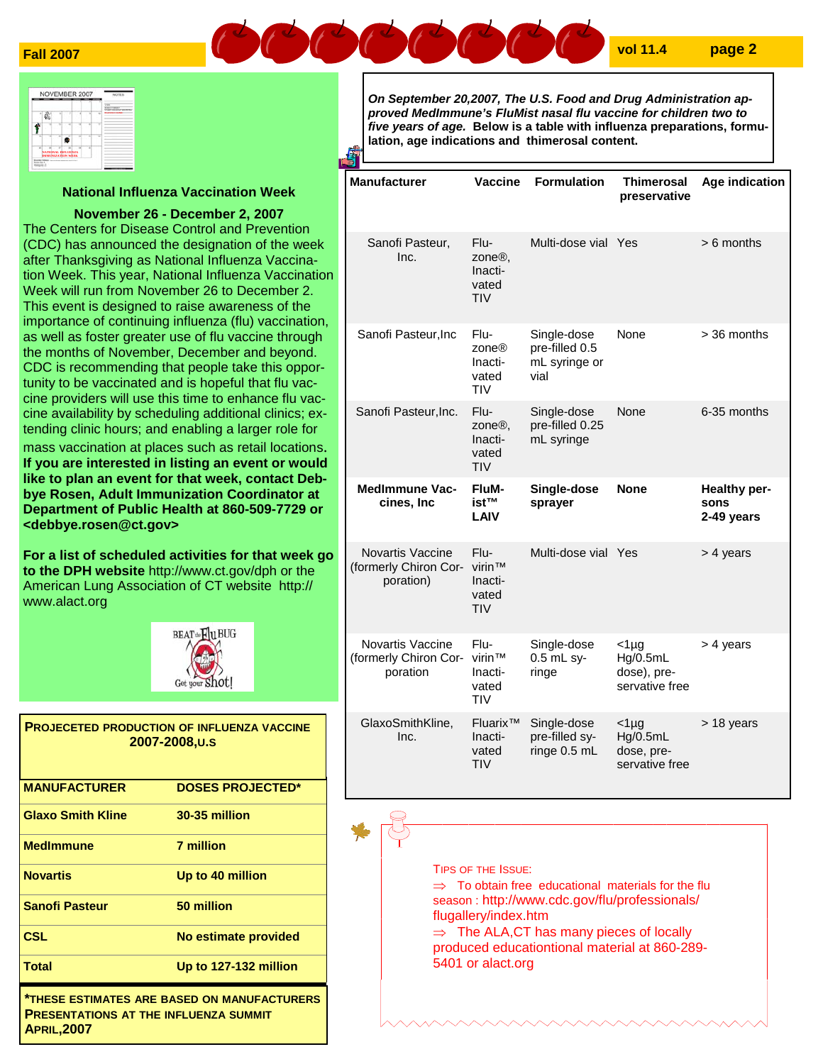## National Influenza Vaccination Week

**November 26 - December 2, 2007**

The Centers for Disease Control and Prevention (CDC) has announced the designation of the week after Thanksgiving as National Influenza Vaccination Week. This year, National Influenza Vaccination Week will run from November 26 to December 2. This event is designed to raise awareness of the importance of continuing influenza (flu) vaccination, as well as foster greater use of flu vaccine through the months of November, December and beyond. CDC is recommending that people take this opportunity to be vaccinated and is hopeful that flu vaccine providers will use this time to enhance flu vaccine availability by scheduling additional clinics; extending clinic hours; and enabling a larger role for mass vaccination at places such as retail locations. **If you are interested in listing an event or would like to plan an event for that week, contact Debbye Rosen, Adult Immunization Coordinator at Department of Public Health at 860-509-7729 or <debbye.rosen@ct.gov>**

**For a list of scheduled activities for that week go to the DPH website** http://www.ct.gov/dph or the American Lung Association of CT website http://www.alact.org

**PROJECETED PRODUCTION OF INFLUENZA VACCINE 2007-2008, U.S**

| MANUFACTURER | DOSES PROJECTED* |
|---|---|
| Glaxo Smith Kline | 30-35 million |
| MedImmune | 7 million |
| Novartis | Up to 40 million |
| Sanofi Pasteur | 50 million |
| CSL | No estimate provided |
| Total | Up to 127-132 million |

***THESE ESTIMATES ARE BASED ON MANUFACTURERS PRESENTATIONS AT THE INFLUENZA SUMMIT APRIL, 2007**

***On September 20,2007, The U.S. Food and Drug Administration approved MedImmune's FluMist nasal flu vaccine for children two to five years of age.*** **Below is a table with influenza preparations, formulation, age indications and thimerosal content.**

| Manufacturer | Vaccine | Formulation | Thimerosal preservative | Age indication |
|---|---|---|---|---|
| Sanofi Pasteur, Inc. | Flu-zone®, Inactivated TIV | Multi-dose vial | Yes | > 6 months |
| Sanofi Pasteur,Inc | Flu-zone® Inactivated TIV | Single-dose pre-filled 0.5 mL syringe or vial | None | > 36 months |
| Sanofi Pasteur,Inc. | Flu-zone®, Inactivated TIV | Single-dose pre-filled 0.25 mL syringe | None | 6-35 months |
| **MedImmune Vaccines, Inc** | **FluMist™ LAIV** | **Single-dose sprayer** | **None** | **Healthy persons 2-49 years** |
| Novartis Vaccine (formerly Chiron Corporation) | Fluvirin™ Inactivated TIV | Multi-dose vial | Yes | > 4 years |
| Novartis Vaccine (formerly Chiron Corporation | Fluvirin™ Inactivated TIV | Single-dose 0.5 mL syringe | <1µg Hg/0.5mL dose), preservative free | > 4 years |
| GlaxoSmithKline, Inc. | Fluarix™ Inactivated TIV | Single-dose pre-filled syringe 0.5 mL | <1µg Hg/0.5mL dose, preservative free | > 18 years |

TIPS OF THE ISSUE:

⇒ To obtain free educational materials for the flu season : http://www.cdc.gov/flu/professionals/flugallery/index.htm

⇒ The ALA,CT has many pieces of locally produced educationtional material at 860-289-5401 or alact.org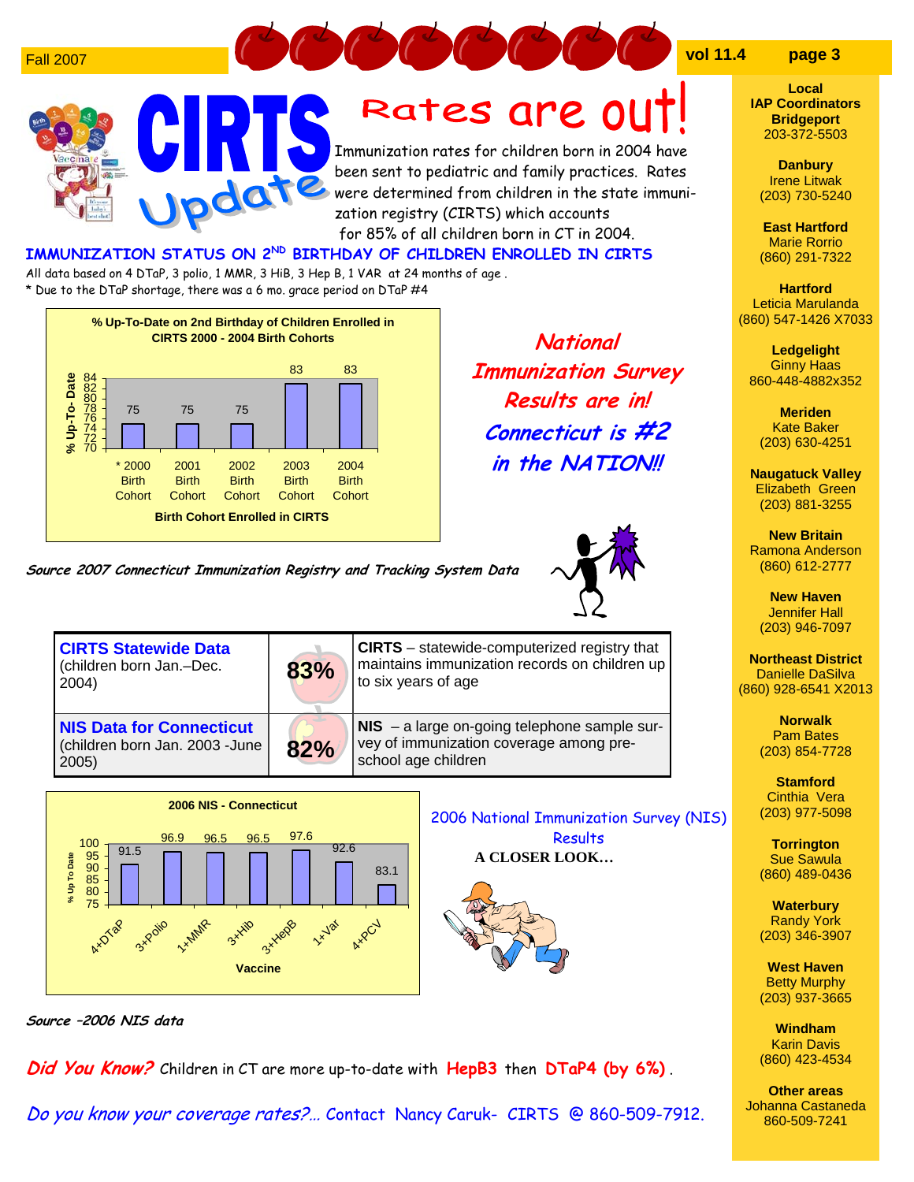# CIRTS Update

## Rates are out!

Immunization rates for children born in 2004 have been sent to pediatric and family practices. Rates were determined from children in the state immunization registry (CIRTS) which accounts for 85% of all children born in CT in 2004.

### IMMUNIZATION STATUS ON 2ND BIRTHDAY OF CHILDREN ENROLLED IN CIRTS

All data based on 4 DTaP, 3 polio, 1 MMR, 3 HiB, 3 Hep B, 1 VAR at 24 months of age .

\* Due to the DTaP shortage, there was a 6 mo. grace period on DTaP #4

**% Up-To-Date on 2nd Birthday of Children Enrolled in CIRTS 2000 - 2004 Birth Cohorts**

| Birth Cohort Enrolled in CIRTS | % Up-To-Date |
|---|---|
| * 2000 Birth Cohort | 75 |
| 2001 Birth Cohort | 75 |
| 2002 Birth Cohort | 75 |
| 2003 Birth Cohort | 83 |
| 2004 Birth Cohort | 83 |

***Source 2007 Connecticut Immunization Registry and Tracking System Data***

***National Immunization Survey Results are in! Connecticut is #2 in the NATION!!***

| | | |
|---|---|---|
| **CIRTS Statewide Data** (children born Jan.–Dec. 2004) | **83%** | **CIRTS** – statewide-computerized registry that maintains immunization records on children up to six years of age |
| **NIS Data for Connecticut** (children born Jan. 2003 -June 2005) | **82%** | **NIS** – a large on-going telephone sample survey of immunization coverage among pre-school age children |

**2006 NIS - Connecticut**

| Vaccine | % Up To Date |
|---|---|
| 4+DTaP | 91.5 |
| 3+Polio | 96.9 |
| 1+MMR | 96.5 |
| 3+Hib | 96.5 |
| 3+HepB | 97.6 |
| 1+Var | 92.6 |
| 4+PCV | 83.1 |

***Source –2006 NIS data***

2006 National Immunization Survey (NIS) Results

**A CLOSER LOOK…**

*Did You Know?* Children in CT are more up-to-date with **HepB3** then **DTaP4 (by 6%)**.

*Do you know your coverage rates?... Contact Nancy Caruk- CIRTS @ 860-509-7912.*

---

**Local IAP Coordinators**

**Bridgeport**
203-372-5503

**Danbury**
Irene Litwak
(203) 730-5240

**East Hartford**
Marie Rorrio
(860) 291-7322

**Hartford**
Leticia Marulanda
(860) 547-1426 X7033

**Ledgelight**
Ginny Haas
860-448-4882x352

**Meriden**
Kate Baker
(203) 630-4251

**Naugatuck Valley**
Elizabeth Green
(203) 881-3255

**New Britain**
Ramona Anderson
(860) 612-2777

**New Haven**
Jennifer Hall
(203) 946-7097

**Northeast District**
Danielle DaSilva
(860) 928-6541 X2013

**Norwalk**
Pam Bates
(203) 854-7728

**Stamford**
Cinthia Vera
(203) 977-5098

**Torrington**
Sue Sawula
(860) 489-0436

**Waterbury**
Randy York
(203) 346-3907

**West Haven**
Betty Murphy
(203) 937-3665

**Windham**
Karin Davis
(860) 423-4534

**Other areas**
Johanna Castaneda
860-509-7241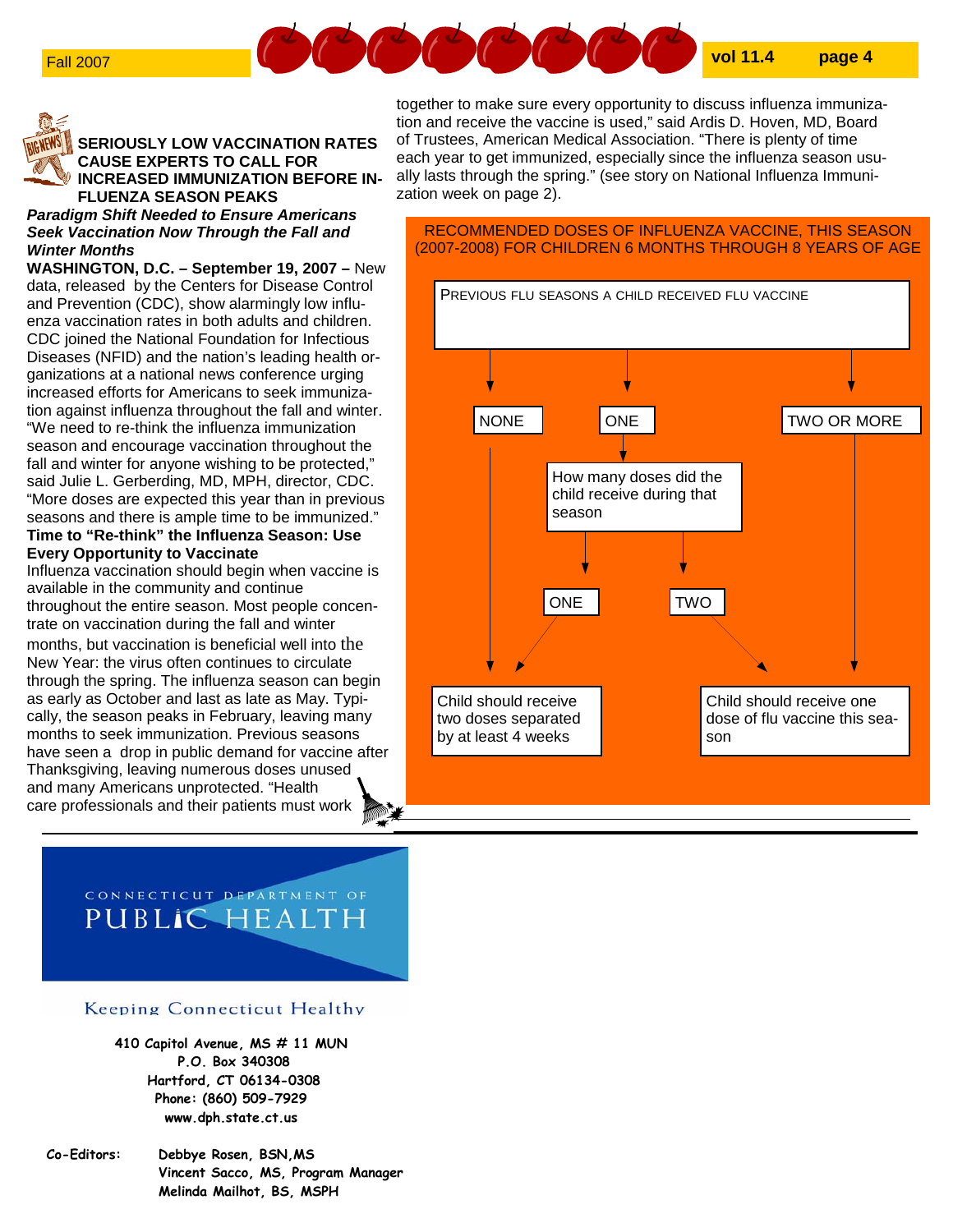## SERIOUSLY LOW VACCINATION RATES CAUSE EXPERTS TO CALL FOR INCREASED IMMUNIZATION BEFORE INFLUENZA SEASON PEAKS

***Paradigm Shift Needed to Ensure Americans Seek Vaccination Now Through the Fall and Winter Months***

**WASHINGTON, D.C. – September 19, 2007 –** New data, released by the Centers for Disease Control and Prevention (CDC), show alarmingly low influenza vaccination rates in both adults and children. CDC joined the National Foundation for Infectious Diseases (NFID) and the nation's leading health organizations at a national news conference urging increased efforts for Americans to seek immunization against influenza throughout the fall and winter. "We need to re-think the influenza immunization season and encourage vaccination throughout the fall and winter for anyone wishing to be protected," said Julie L. Gerberding, MD, MPH, director, CDC. "More doses are expected this year than in previous seasons and there is ample time to be immunized."

**Time to "Re-think" the Influenza Season: Use Every Opportunity to Vaccinate**

Influenza vaccination should begin when vaccine is available in the community and continue throughout the entire season. Most people concentrate on vaccination during the fall and winter months, but vaccination is beneficial well into the New Year: the virus often continues to circulate through the spring. The influenza season can begin as early as October and last as late as May. Typically, the season peaks in February, leaving many months to seek immunization. Previous seasons have seen a drop in public demand for vaccine after Thanksgiving, leaving numerous doses unused and many Americans unprotected. "Health care professionals and their patients must work together to make sure every opportunity to discuss influenza immunization and receive the vaccine is used," said Ardis D. Hoven, MD, Board of Trustees, American Medical Association. "There is plenty of time each year to get immunized, especially since the influenza season usually lasts through the spring." (see story on National Influenza Immunization week on page 2).

### RECOMMENDED DOSES OF INFLUENZA VACCINE, THIS SEASON (2007-2008) FOR CHILDREN 6 MONTHS THROUGH 8 YEARS OF AGE

PREVIOUS FLU SEASONS A CHILD RECEIVED FLU VACCINE

NONE

ONE

TWO OR MORE

How many doses did the child receive during that season

ONE

TWO

Child should receive two doses separated by at least 4 weeks

Child should receive one dose of flu vaccine this season

---

CONNECTICUT DEPARTMENT OF PUBLIC HEALTH

Keeping Connecticut Healthy

410 Capitol Avenue, MS # 11 MUN
P.O. Box 340308
Hartford, CT 06134-0308
Phone: (860) 509-7929
www.dph.state.ct.us

Co-Editors: Debbye Rosen, BSN,MS
Vincent Sacco, MS, Program Manager
Melinda Mailhot, BS, MSPH